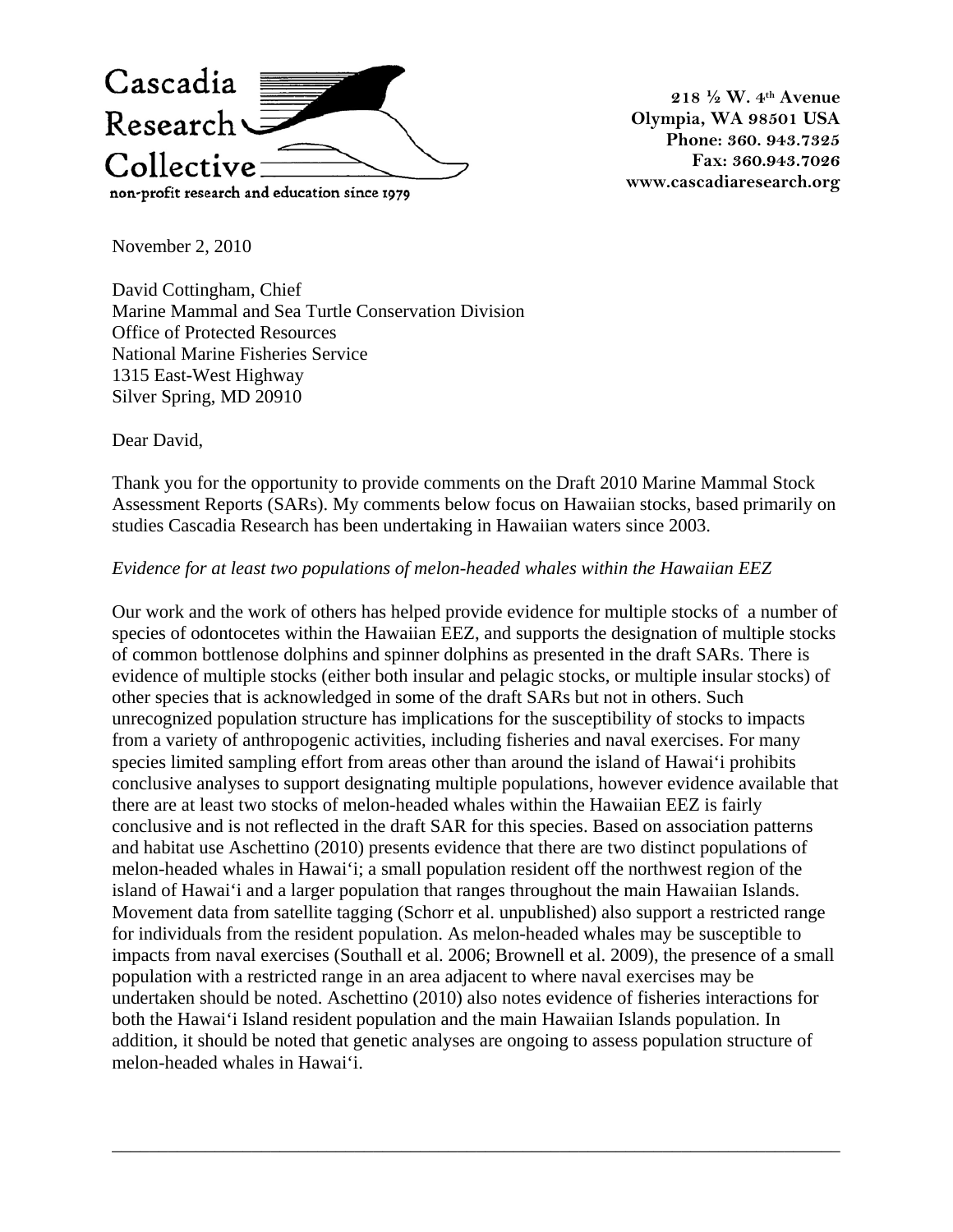Cascadia Research Collective

non-profit research and education since 1979

218 ½ W. 4th Avenue
Olympia, WA 98501 USA
Phone: 360. 943.7325
Fax: 360.943.7026
www.cascadiaresearch.org

November 2, 2010

David Cottingham, Chief
Marine Mammal and Sea Turtle Conservation Division
Office of Protected Resources
National Marine Fisheries Service
1315 East-West Highway
Silver Spring, MD 20910

Dear David,

Thank you for the opportunity to provide comments on the Draft 2010 Marine Mammal Stock Assessment Reports (SARs). My comments below focus on Hawaiian stocks, based primarily on studies Cascadia Research has been undertaking in Hawaiian waters since 2003.

*Evidence for at least two populations of melon-headed whales within the Hawaiian EEZ*

Our work and the work of others has helped provide evidence for multiple stocks of a number of species of odontocetes within the Hawaiian EEZ, and supports the designation of multiple stocks of common bottlenose dolphins and spinner dolphins as presented in the draft SARs. There is evidence of multiple stocks (either both insular and pelagic stocks, or multiple insular stocks) of other species that is acknowledged in some of the draft SARs but not in others. Such unrecognized population structure has implications for the susceptibility of stocks to impacts from a variety of anthropogenic activities, including fisheries and naval exercises. For many species limited sampling effort from areas other than around the island of Hawai'i prohibits conclusive analyses to support designating multiple populations, however evidence available that there are at least two stocks of melon-headed whales within the Hawaiian EEZ is fairly conclusive and is not reflected in the draft SAR for this species. Based on association patterns and habitat use Aschettino (2010) presents evidence that there are two distinct populations of melon-headed whales in Hawai'i; a small population resident off the northwest region of the island of Hawai'i and a larger population that ranges throughout the main Hawaiian Islands. Movement data from satellite tagging (Schorr et al. unpublished) also support a restricted range for individuals from the resident population. As melon-headed whales may be susceptible to impacts from naval exercises (Southall et al. 2006; Brownell et al. 2009), the presence of a small population with a restricted range in an area adjacent to where naval exercises may be undertaken should be noted. Aschettino (2010) also notes evidence of fisheries interactions for both the Hawai'i Island resident population and the main Hawaiian Islands population. In addition, it should be noted that genetic analyses are ongoing to assess population structure of melon-headed whales in Hawai'i.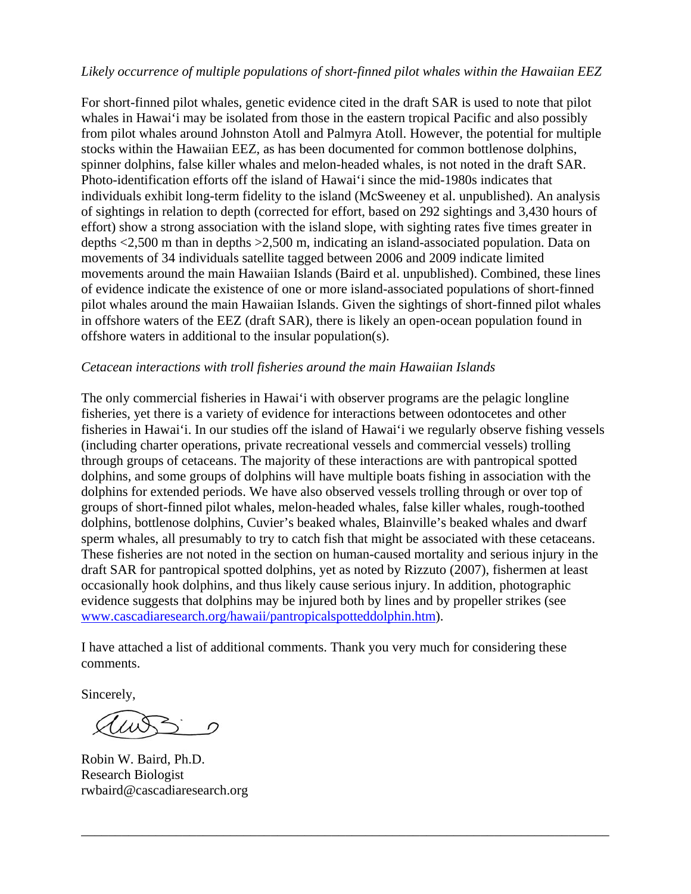*Likely occurrence of multiple populations of short-finned pilot whales within the Hawaiian EEZ*

For short-finned pilot whales, genetic evidence cited in the draft SAR is used to note that pilot whales in Hawai'i may be isolated from those in the eastern tropical Pacific and also possibly from pilot whales around Johnston Atoll and Palmyra Atoll. However, the potential for multiple stocks within the Hawaiian EEZ, as has been documented for common bottlenose dolphins, spinner dolphins, false killer whales and melon-headed whales, is not noted in the draft SAR. Photo-identification efforts off the island of Hawai'i since the mid-1980s indicates that individuals exhibit long-term fidelity to the island (McSweeney et al. unpublished). An analysis of sightings in relation to depth (corrected for effort, based on 292 sightings and 3,430 hours of effort) show a strong association with the island slope, with sighting rates five times greater in depths <2,500 m than in depths >2,500 m, indicating an island-associated population. Data on movements of 34 individuals satellite tagged between 2006 and 2009 indicate limited movements around the main Hawaiian Islands (Baird et al. unpublished). Combined, these lines of evidence indicate the existence of one or more island-associated populations of short-finned pilot whales around the main Hawaiian Islands. Given the sightings of short-finned pilot whales in offshore waters of the EEZ (draft SAR), there is likely an open-ocean population found in offshore waters in additional to the insular population(s).

*Cetacean interactions with troll fisheries around the main Hawaiian Islands*

The only commercial fisheries in Hawai'i with observer programs are the pelagic longline fisheries, yet there is a variety of evidence for interactions between odontocetes and other fisheries in Hawai'i. In our studies off the island of Hawai'i we regularly observe fishing vessels (including charter operations, private recreational vessels and commercial vessels) trolling through groups of cetaceans. The majority of these interactions are with pantropical spotted dolphins, and some groups of dolphins will have multiple boats fishing in association with the dolphins for extended periods. We have also observed vessels trolling through or over top of groups of short-finned pilot whales, melon-headed whales, false killer whales, rough-toothed dolphins, bottlenose dolphins, Cuvier's beaked whales, Blainville's beaked whales and dwarf sperm whales, all presumably to try to catch fish that might be associated with these cetaceans. These fisheries are not noted in the section on human-caused mortality and serious injury in the draft SAR for pantropical spotted dolphins, yet as noted by Rizzuto (2007), fishermen at least occasionally hook dolphins, and thus likely cause serious injury. In addition, photographic evidence suggests that dolphins may be injured both by lines and by propeller strikes (see www.cascadiaresearch.org/hawaii/pantropicalspotteddolphin.htm).

I have attached a list of additional comments. Thank you very much for considering these comments.

Sincerely,

Robin W. Baird, Ph.D.
Research Biologist
rwbaird@cascadiaresearch.org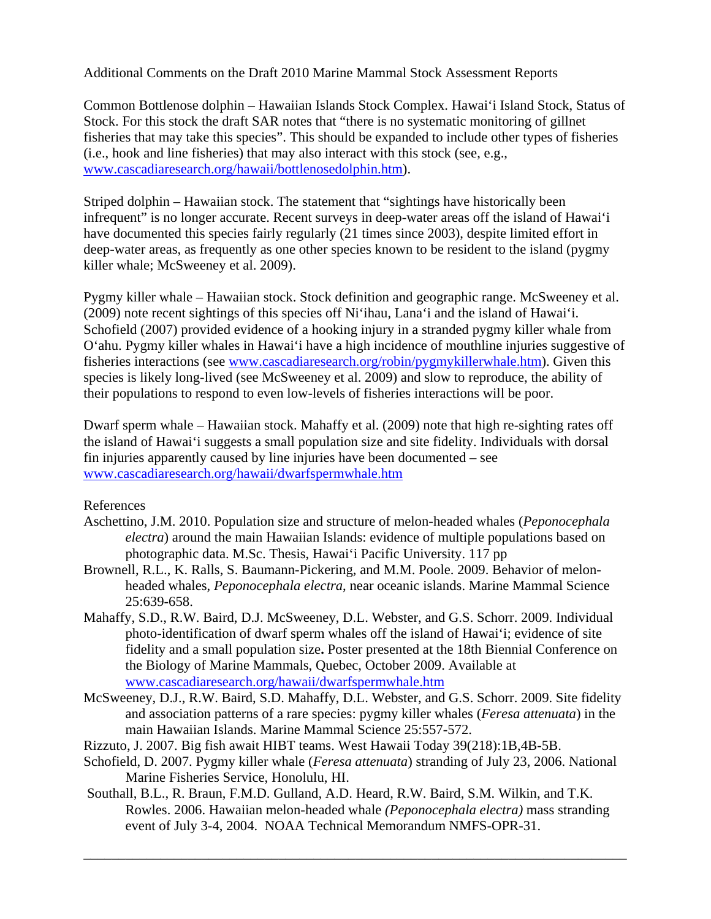Additional Comments on the Draft 2010 Marine Mammal Stock Assessment Reports

Common Bottlenose dolphin – Hawaiian Islands Stock Complex. Hawai‘i Island Stock, Status of Stock. For this stock the draft SAR notes that "there is no systematic monitoring of gillnet fisheries that may take this species". This should be expanded to include other types of fisheries (i.e., hook and line fisheries) that may also interact with this stock (see, e.g., www.cascadiaresearch.org/hawaii/bottlenosedolphin.htm).

Striped dolphin – Hawaiian stock. The statement that "sightings have historically been infrequent" is no longer accurate. Recent surveys in deep-water areas off the island of Hawai‘i have documented this species fairly regularly (21 times since 2003), despite limited effort in deep-water areas, as frequently as one other species known to be resident to the island (pygmy killer whale; McSweeney et al. 2009).

Pygmy killer whale – Hawaiian stock. Stock definition and geographic range. McSweeney et al. (2009) note recent sightings of this species off Ni‘ihau, Lana‘i and the island of Hawai‘i. Schofield (2007) provided evidence of a hooking injury in a stranded pygmy killer whale from O‘ahu. Pygmy killer whales in Hawai‘i have a high incidence of mouthline injuries suggestive of fisheries interactions (see www.cascadiaresearch.org/robin/pygmykillerwhale.htm). Given this species is likely long-lived (see McSweeney et al. 2009) and slow to reproduce, the ability of their populations to respond to even low-levels of fisheries interactions will be poor.

Dwarf sperm whale – Hawaiian stock. Mahaffy et al. (2009) note that high re-sighting rates off the island of Hawai‘i suggests a small population size and site fidelity. Individuals with dorsal fin injuries apparently caused by line injuries have been documented – see www.cascadiaresearch.org/hawaii/dwarfspermwhale.htm

References

Aschettino, J.M. 2010. Population size and structure of melon-headed whales (*Peponocephala electra*) around the main Hawaiian Islands: evidence of multiple populations based on photographic data. M.Sc. Thesis, Hawai‘i Pacific University. 117 pp

Brownell, R.L., K. Ralls, S. Baumann-Pickering, and M.M. Poole. 2009. Behavior of melon-headed whales, *Peponocephala electra*, near oceanic islands. Marine Mammal Science 25:639-658.

Mahaffy, S.D., R.W. Baird, D.J. McSweeney, D.L. Webster, and G.S. Schorr. 2009. Individual photo-identification of dwarf sperm whales off the island of Hawai‘i; evidence of site fidelity and a small population size**.** Poster presented at the 18th Biennial Conference on the Biology of Marine Mammals, Quebec, October 2009. Available at www.cascadiaresearch.org/hawaii/dwarfspermwhale.htm

McSweeney, D.J., R.W. Baird, S.D. Mahaffy, D.L. Webster, and G.S. Schorr. 2009. Site fidelity and association patterns of a rare species: pygmy killer whales (*Feresa attenuata*) in the main Hawaiian Islands. Marine Mammal Science 25:557-572.

Rizzuto, J. 2007. Big fish await HIBT teams. West Hawaii Today 39(218):1B,4B-5B.

Schofield, D. 2007. Pygmy killer whale (*Feresa attenuata*) stranding of July 23, 2006. National Marine Fisheries Service, Honolulu, HI.

Southall, B.L., R. Braun, F.M.D. Gulland, A.D. Heard, R.W. Baird, S.M. Wilkin, and T.K. Rowles. 2006. Hawaiian melon-headed whale *(Peponocephala electra)* mass stranding event of July 3-4, 2004. NOAA Technical Memorandum NMFS-OPR-31.